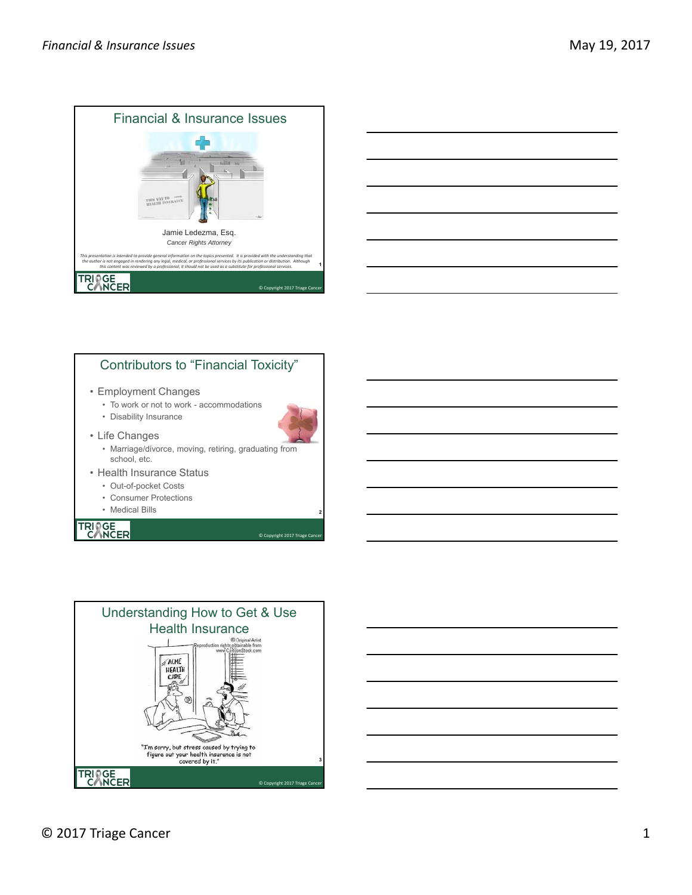## Financial & Insurance Issues

Jamie Ledezma, Esq.

*Cancer Rights Attorney*

*This presentation is intended to provide general information on the topics presented. It is provided with the understanding that the author is not engaged in rendering any legal, medical, or professional services by its publication or distribution. Although this content was reviewed by a professional, it should not be used as a substitute for professional services.*

© Copyright 2017 Triage Cancer

## Contributors to "Financial Toxicity"

- Employment Changes
  - To work or not to work - accommodations
  - Disability Insurance
- Life Changes
  - Marriage/divorce, moving, retiring, graduating from school, etc.
- Health Insurance Status
  - Out-of-pocket Costs
  - Consumer Protections
  - Medical Bills

© Copyright 2017 Triage Cancer

## Understanding How to Get & Use Health Insurance

"I'm sorry, but stress caused by trying to figure out your health insurance is not covered by it."

© Copyright 2017 Triage Cancer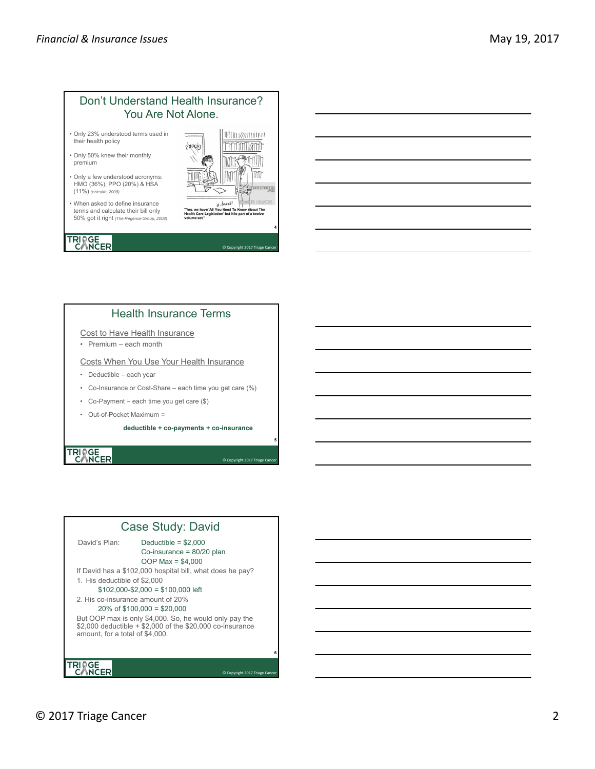## Don't Understand Health Insurance? You Are Not Alone.

- Only 23% understood terms used in their health policy
- Only 50% knew their monthly premium
- Only a few understood acronyms: HMO (36%), PPO (20%) & HSA (11%) *(eHealth, 2008)*
- When asked to define insurance terms and calculate their bill only 50% got it right *(The Regence Group, 2008)*

"Yes, we have 'All You Need To Know About The Health Care Legislation' but it is part of a twelve volume set."

## Health Insurance Terms

Cost to Have Health Insurance

- Premium – each month

Costs When You Use Your Health Insurance

- Deductible – each year
- Co-Insurance or Cost-Share – each time you get care (%)
- Co-Payment – each time you get care ($)
- Out-of-Pocket Maximum =

**deductible + co-payments + co-insurance**

## Case Study: David

David's Plan: Deductible = $2,000
Co-insurance = 80/20 plan
OOP Max = $4,000

If David has a $102,000 hospital bill, what does he pay?

1. His deductible of $2,000
   $102,000-$2,000 = $100,000 left
2. His co-insurance amount of 20%
   20% of $100,000 = $20,000

But OOP max is only $4,000. So, he would only pay the $2,000 deductible + $2,000 of the $20,000 co-insurance amount, for a total of $4,000.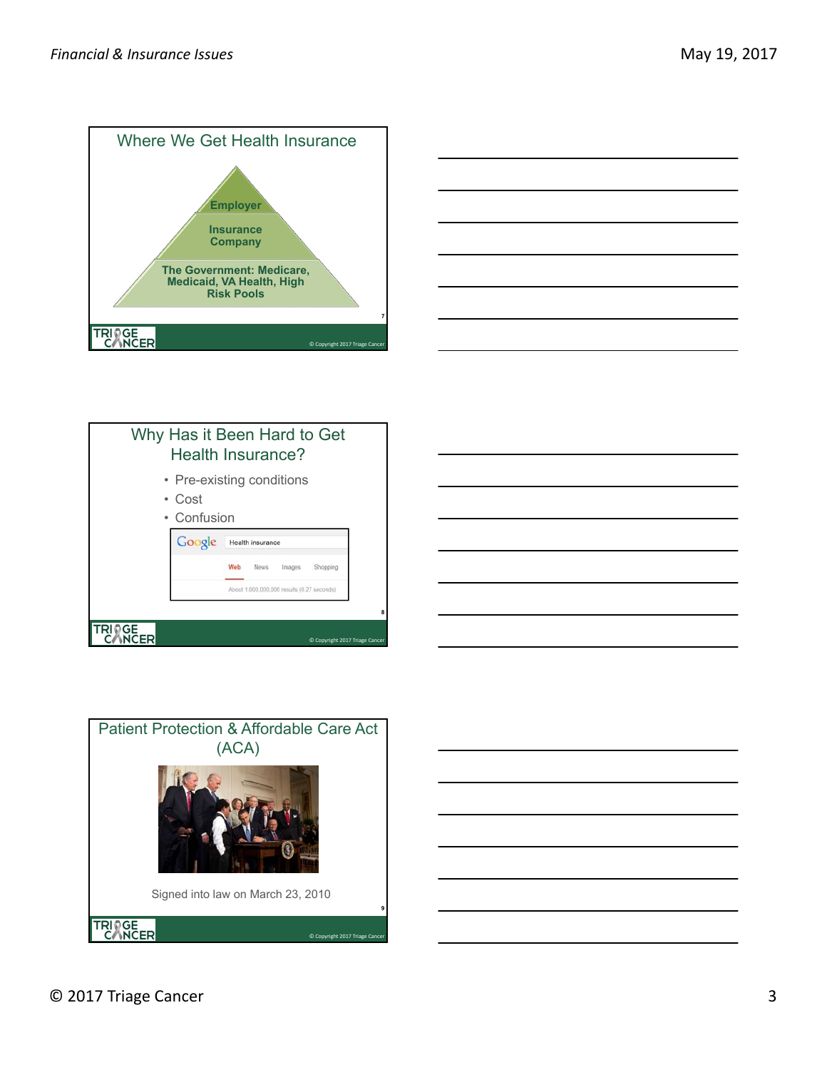## Where We Get Health Insurance

- Employer
- Insurance Company
- The Government: Medicare, Medicaid, VA Health, High Risk Pools

## Why Has it Been Hard to Get Health Insurance?

- Pre-existing conditions
- Cost
- Confusion

Google: Health insurance — Web, News, Images, Shopping — About 1,000,000,000 results (0.27 seconds)

## Patient Protection & Affordable Care Act (ACA)

Signed into law on March 23, 2010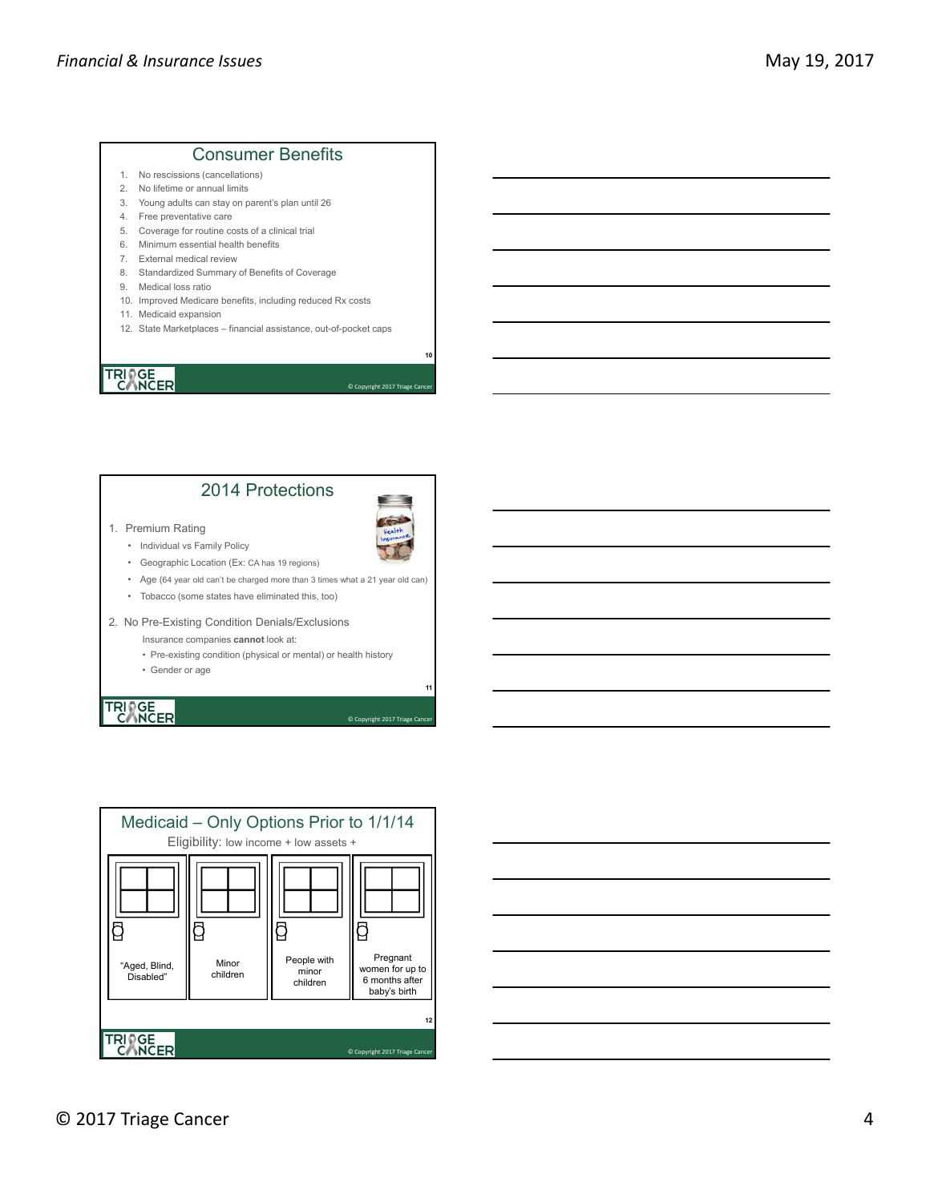## Consumer Benefits

1. No rescissions (cancellations)
2. No lifetime or annual limits
3. Young adults can stay on parent's plan until 26
4. Free preventative care
5. Coverage for routine costs of a clinical trial
6. Minimum essential health benefits
7. External medical review
8. Standardized Summary of Benefits of Coverage
9. Medical loss ratio
10. Improved Medicare benefits, including reduced Rx costs
11. Medicaid expansion
12. State Marketplaces – financial assistance, out-of-pocket caps

## 2014 Protections

1. Premium Rating
   - Individual vs Family Policy
   - Geographic Location (Ex: CA has 19 regions)
   - Age (64 year old can't be charged more than 3 times what a 21 year old can)
   - Tobacco (some states have eliminated this, too)
2. No Pre-Existing Condition Denials/Exclusions

   Insurance companies **cannot** look at:
   - Pre-existing condition (physical or mental) or health history
   - Gender or age

## Medicaid – Only Options Prior to 1/1/14

Eligibility: low income + low assets +

- "Aged, Blind, Disabled"
- Minor children
- People with minor children
- Pregnant women for up to 6 months after baby's birth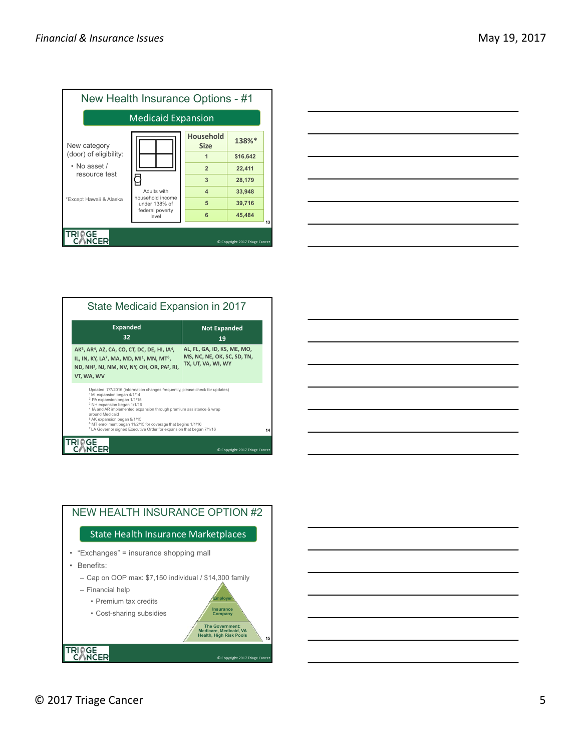## New Health Insurance Options - #1

### Medicaid Expansion

New category (door) of eligibility:

- No asset / resource test

Adults with household income under 138% of federal poverty level

*Except Hawaii & Alaska

| Household Size | 138%* |
|---|---|
| 1 | $16,642 |
| 2 | 22,411 |
| 3 | 28,179 |
| 4 | 33,948 |
| 5 | 39,716 |
| 6 | 45,484 |

## State Medicaid Expansion in 2017

| Expanded 32 | Not Expanded 19 |
|---|---|
| AK[5], AR[4], AZ, CA, CO, CT, DC, DE, HI, IA[4], IL, IN, KY, LA[7], MA, MD, MI[1], MN, MT[6], ND, NH[3], NJ, NM, NV, NY, OH, OR, PA[2], RI, VT, WA, WV | AL, FL, GA, ID, KS, ME, MO, MS, NC, NE, OK, SC, SD, TN, TX, UT, VA, WI, WY |

Updated: 7/7/2016 (information changes frequently, please check for updates)
[1] MI expansion began 4/1/14
[2] PA expansion began 1/1/15
[3] NH expansion began 1/1/16
[4] IA and AR implemented expansion through premium assistance & wrap around Medicaid
[5] AK expansion began 9/1/15
[6] MT enrollment began 11/2/15 for coverage that begins 1/1/16
[7] LA Governor signed Executive Order for expansion that began 7/1/16

## NEW HEALTH INSURANCE OPTION #2

### State Health Insurance Marketplaces

- "Exchanges" = insurance shopping mall
- Benefits:
  - Cap on OOP max: $7,150 individual / $14,300 family
  - Financial help
    - Premium tax credits
    - Cost-sharing subsidies

Employer

Insurance Company

The Government: Medicare, Medicaid, VA Health, High Risk Pools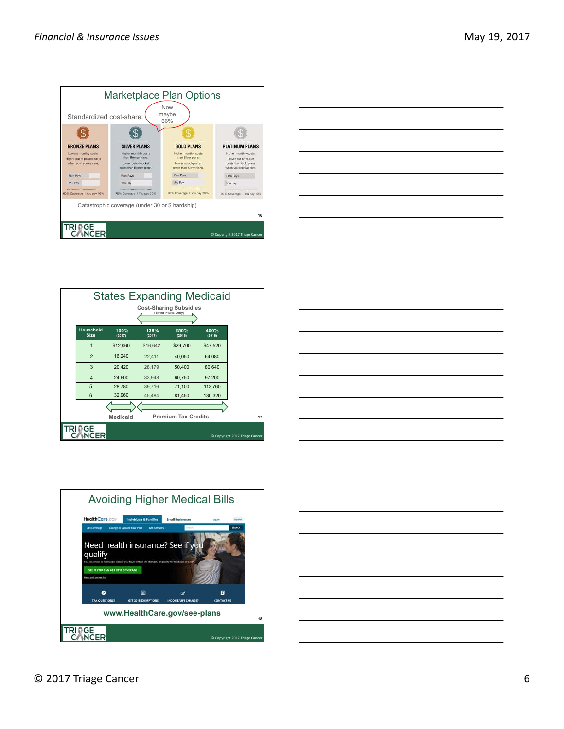## Marketplace Plan Options

Standardized cost-share: Now maybe 66%

| BRONZE PLANS | SILVER PLANS | GOLD PLANS | PLATINUM PLANS |
|---|---|---|---|
| Lowest monthly costs. Higher out-of-pocket costs when you receive care. | Higher monthly costs than Bronze plans. Lower out-of-pocket costs than Bronze plans. | Higher monthly costs than Silver plans. Lower out-of-pocket costs than Silver plans. | Higher monthly costs. Lower out-of-pocket costs than Gold plans when you receive care. |
| 60% Coverage \| You pay 40% | 70% Coverage \| You pay 30% | 80% Coverage \| You pay 20% | 90% Coverage \| You pay 10% |

Catastrophic coverage (under 30 or $ hardship)

## States Expanding Medicaid

Cost-Sharing Subsidies (Silver Plans Only)

| Household Size | 100% (2017) | 138% (2017) | 250% (2016) | 400% (2016) |
|---|---|---|---|---|
| 1 | $12,060 | $16,642 | $29,700 | $47,520 |
| 2 | 16,240 | 22,411 | 40,050 | 64,080 |
| 3 | 20,420 | 28,179 | 50,400 | 80,640 |
| 4 | 24,600 | 33,948 | 60,750 | 97,200 |
| 5 | 28,780 | 39,716 | 71,100 | 113,760 |
| 6 | 32,960 | 45,484 | 81,450 | 130,320 |

Medicaid — Premium Tax Credits

## Avoiding Higher Medical Bills

Need health insurance? See if you qualify

www.HealthCare.gov/see-plans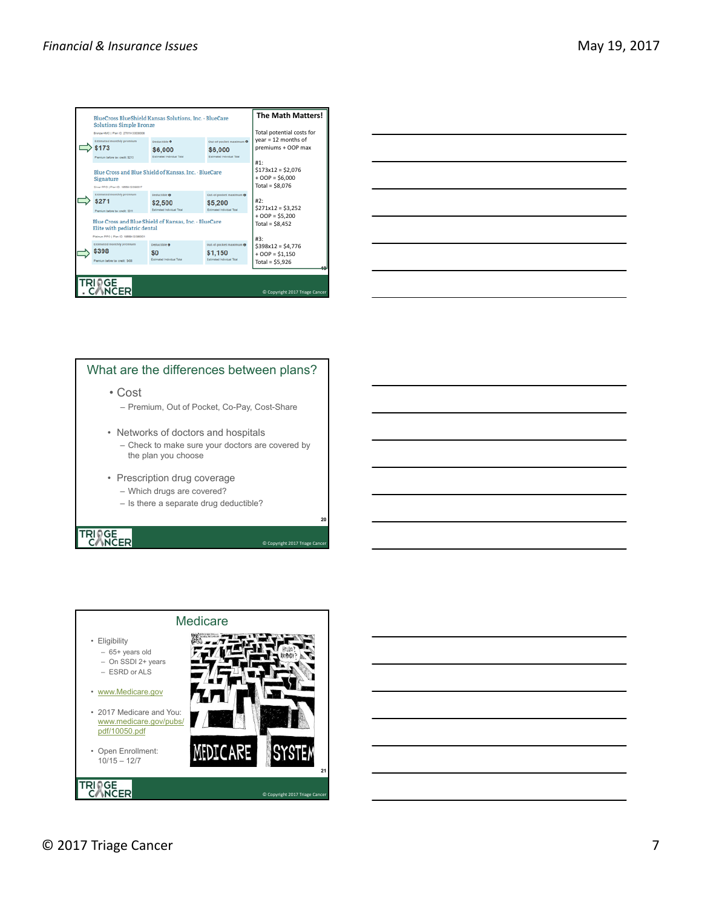BlueCross BlueShield Kansas Solutions, Inc. · BlueCare Solutions Simple Bronze

| Estimated monthly premium | Deductible | Out-of-pocket maximum |
|---|---|---|
| $173 | $6,000 | $6,000 |

Blue Cross and Blue Shield of Kansas, Inc. · BlueCare Signature

| Estimated monthly premium | Deductible | Out-of-pocket maximum |
|---|---|---|
| $271 | $2,500 | $5,200 |

Blue Cross and Blue Shield of Kansas, Inc. · BlueCare Elite with pediatric dental

| Estimated monthly premium | Deductible | Out-of-pocket maximum |
|---|---|---|
| $398 | $0 | $1,150 |

**The Math Matters!**

Total potential costs for year = 12 months of premiums + OOP max

#1:
$173x12 = $2,076
+ OOP = $6,000
Total = $8,076

#2:
$271x12 = $3,252
+ OOP = $5,200
Total = $8,452

#3:
$398x12 = $4,776
+ OOP = $1,150
Total = $5,926

## What are the differences between plans?

- Cost
  - Premium, Out of Pocket, Co-Pay, Cost-Share
- Networks of doctors and hospitals
  - Check to make sure your doctors are covered by the plan you choose
- Prescription drug coverage
  - Which drugs are covered?
  - Is there a separate drug deductible?

## Medicare

- Eligibility
  - 65+ years old
  - On SSDI 2+ years
  - ESRD or ALS
- www.Medicare.gov
- 2017 Medicare and You: www.medicare.gov/pubs/pdf/10050.pdf
- Open Enrollment: 10/15 – 12/7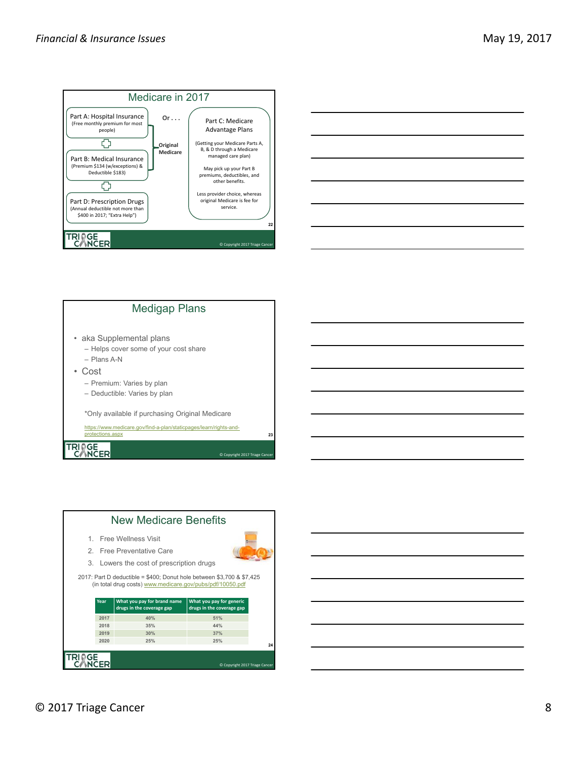## Medicare in 2017

Part A: Hospital Insurance
(Free monthly premium for most people)

+

Part B: Medical Insurance
(Premium $134 (w/exceptions) & Deductible $183)

+

Part D: Prescription Drugs
(Annual deductible not more than $400 in 2017; "Extra Help")

Original Medicare

Or . . .

Part C: Medicare Advantage Plans

(Getting your Medicare Parts A, B, & D through a Medicare managed care plan)

May pick up your Part B premiums, deductibles, and other benefits.

Less provider choice, whereas original Medicare is fee for service.

## Medigap Plans

- aka Supplemental plans
  - Helps cover some of your cost share
  - Plans A-N
- Cost
  - Premium: Varies by plan
  - Deductible: Varies by plan

*Only available if purchasing Original Medicare

https://www.medicare.gov/find-a-plan/staticpages/learn/rights-and-protections.aspx

## New Medicare Benefits

1. Free Wellness Visit
2. Free Preventative Care
3. Lowers the cost of prescription drugs

2017: Part D deductible = $400; Donut hole between $3,700 & $7,425 (in total drug costs) www.medicare.gov/pubs/pdf/10050.pdf

| Year | What you pay for brand name drugs in the coverage gap | What you pay for generic drugs in the coverage gap |
|---|---|---|
| 2017 | 40% | 51% |
| 2018 | 35% | 44% |
| 2019 | 30% | 37% |
| 2020 | 25% | 25% |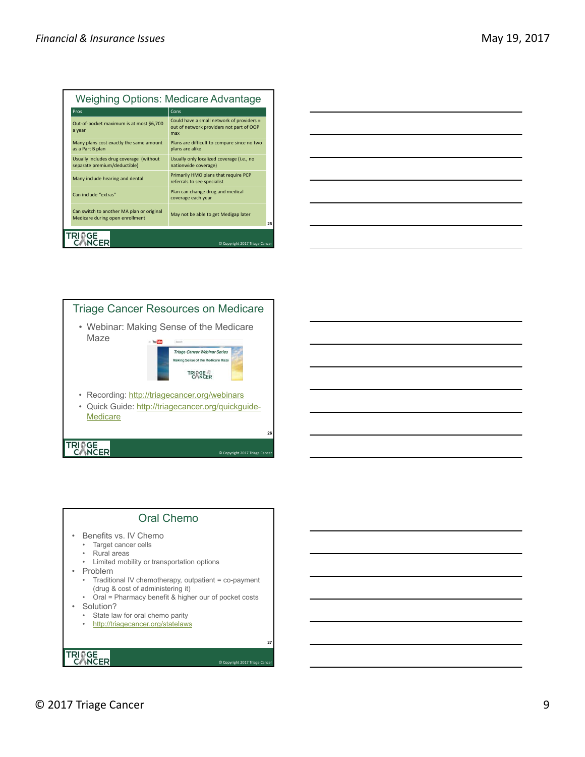## Weighing Options: Medicare Advantage

| Pros | Cons |
|---|---|
| Out-of-pocket maximum is at most $6,700 a year | Could have a small network of providers = out of network providers not part of OOP max |
| Many plans cost exactly the same amount as a Part B plan | Plans are difficult to compare since no two plans are alike |
| Usually includes drug coverage (without separate premium/deductible) | Usually only localized coverage (i.e., no nationwide coverage) |
| Many include hearing and dental | Primarily HMO plans that require PCP referrals to see specialist |
| Can include "extras" | Plan can change drug and medical coverage each year |
| Can switch to another MA plan or original Medicare during open enrollment | May not be able to get Medigap later |

© Copyright 2017 Triage Cancer

## Triage Cancer Resources on Medicare

- Webinar: Making Sense of the Medicare Maze
- Recording: http://triagecancer.org/webinars
- Quick Guide: http://triagecancer.org/quickguide-Medicare

© Copyright 2017 Triage Cancer

## Oral Chemo

- Benefits vs. IV Chemo
  - Target cancer cells
  - Rural areas
  - Limited mobility or transportation options
- Problem
  - Traditional IV chemotherapy, outpatient = co-payment (drug & cost of administering it)
  - Oral = Pharmacy benefit & higher our of pocket costs
- Solution?
  - State law for oral chemo parity
  - http://triagecancer.org/statelaws

© Copyright 2017 Triage Cancer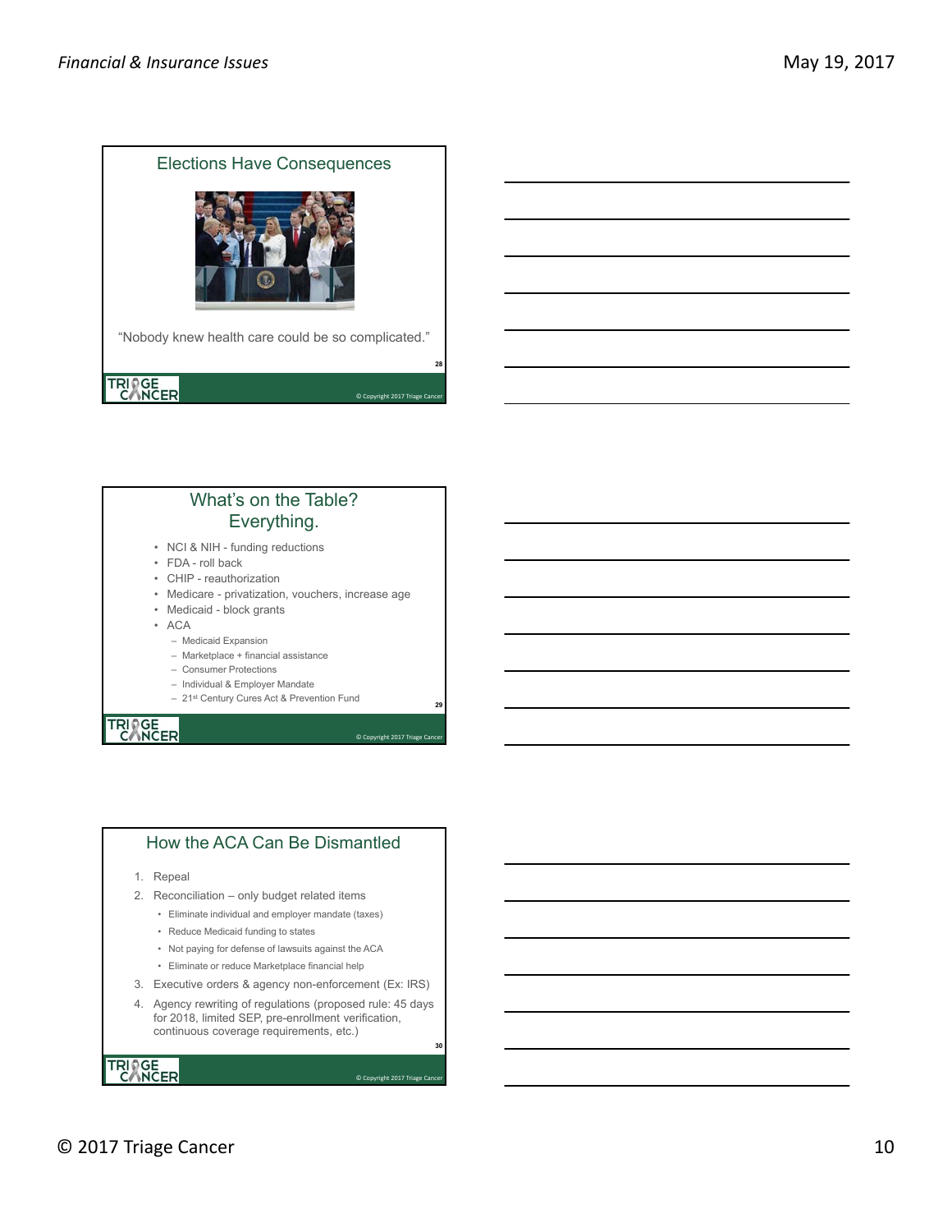## Elections Have Consequences

"Nobody knew health care could be so complicated."

## What's on the Table? Everything.

- NCI & NIH - funding reductions
- FDA - roll back
- CHIP - reauthorization
- Medicare - privatization, vouchers, increase age
- Medicaid - block grants
- ACA
  - Medicaid Expansion
  - Marketplace + financial assistance
  - Consumer Protections
  - Individual & Employer Mandate
  - 21st Century Cures Act & Prevention Fund

## How the ACA Can Be Dismantled

1. Repeal
2. Reconciliation – only budget related items
   - Eliminate individual and employer mandate (taxes)
   - Reduce Medicaid funding to states
   - Not paying for defense of lawsuits against the ACA
   - Eliminate or reduce Marketplace financial help
3. Executive orders & agency non-enforcement (Ex: IRS)
4. Agency rewriting of regulations (proposed rule: 45 days for 2018, limited SEP, pre-enrollment verification, continuous coverage requirements, etc.)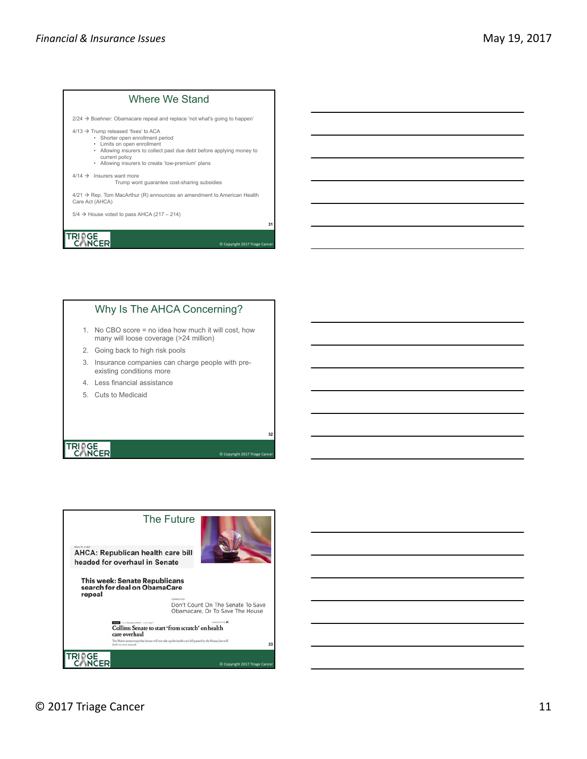## Where We Stand

2/24 → Boehner: Obamacare repeal and replace 'not what's going to happen'

4/13 → Trump released 'fixes' to ACA
- Shorter open enrollment period
- Limits on open enrollment
- Allowing insurers to collect past due debt before applying money to current policy
- Allowing insurers to create 'low-premium' plans

4/14 → Insurers want more
Trump wont guarantee cost-sharing subsidies

4/21 → Rep. Tom MacArthur (R) announces an amendment to American Health Care Act (AHCA)

5/4 → House voted to pass AHCA (217 – 214)

## Why Is The AHCA Concerning?

1. No CBO score = no idea how much it will cost, how many will loose coverage (>24 million)
2. Going back to high risk pools
3. Insurance companies can charge people with pre-existing conditions more
4. Less financial assistance
5. Cuts to Medicaid

## The Future

HEALTH CARE

**AHCA: Republican health care bill headed for overhaul in Senate**

**This week: Senate Republicans search for deal on ObamaCare repeal**

Don't Count On The Senate To Save Obamacare. Or To Save The House

**Collins: Senate to start 'from scratch' on health care overhaul**

The Maine senator says the Senate will not take up the health care bill passed by the House, but will draft its own instead.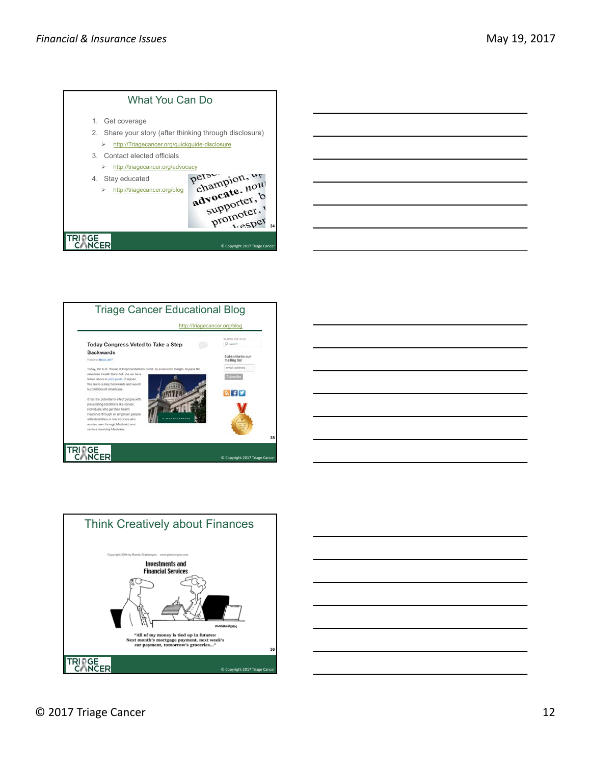## What You Can Do

1. Get coverage
2. Share your story (after thinking through disclosure)
   - http://Triagecancer.org/quickguide-disclosure
3. Contact elected officials
   - http://triagecancer.org/advocacy
4. Stay educated
   - http://triagecancer.org/blog

© Copyright 2017 Triage Cancer

## Triage Cancer Educational Blog

http://triagecancer.org/blog

**Today Congress Voted to Take a Step Backwards**

Posted on May 4, 2017

Today, the U.S. House of Representatives voted, by a two-vote margin, to pass the American Health Care Act. As we have talked about in prior posts, if signed, this law is a step backwards and would hurt millions of Americans.

It has the potential to effect people with pre-existing conditions like cancer, individuals who get their health insurance through an employer, people with disabilities or low incomes who receive care through Medicaid, and seniors receiving Medicare.

Subscribe to our mailing list

© Copyright 2017 Triage Cancer

## Think Creatively about Finances

Copyright 2004 by Randy Glasbergen. www.glasbergen.com

Investments and Financial Services

"All of my money is tied up in futures: Next month's mortgage payment, next week's car payment, tomorrow's groceries..."

© Copyright 2017 Triage Cancer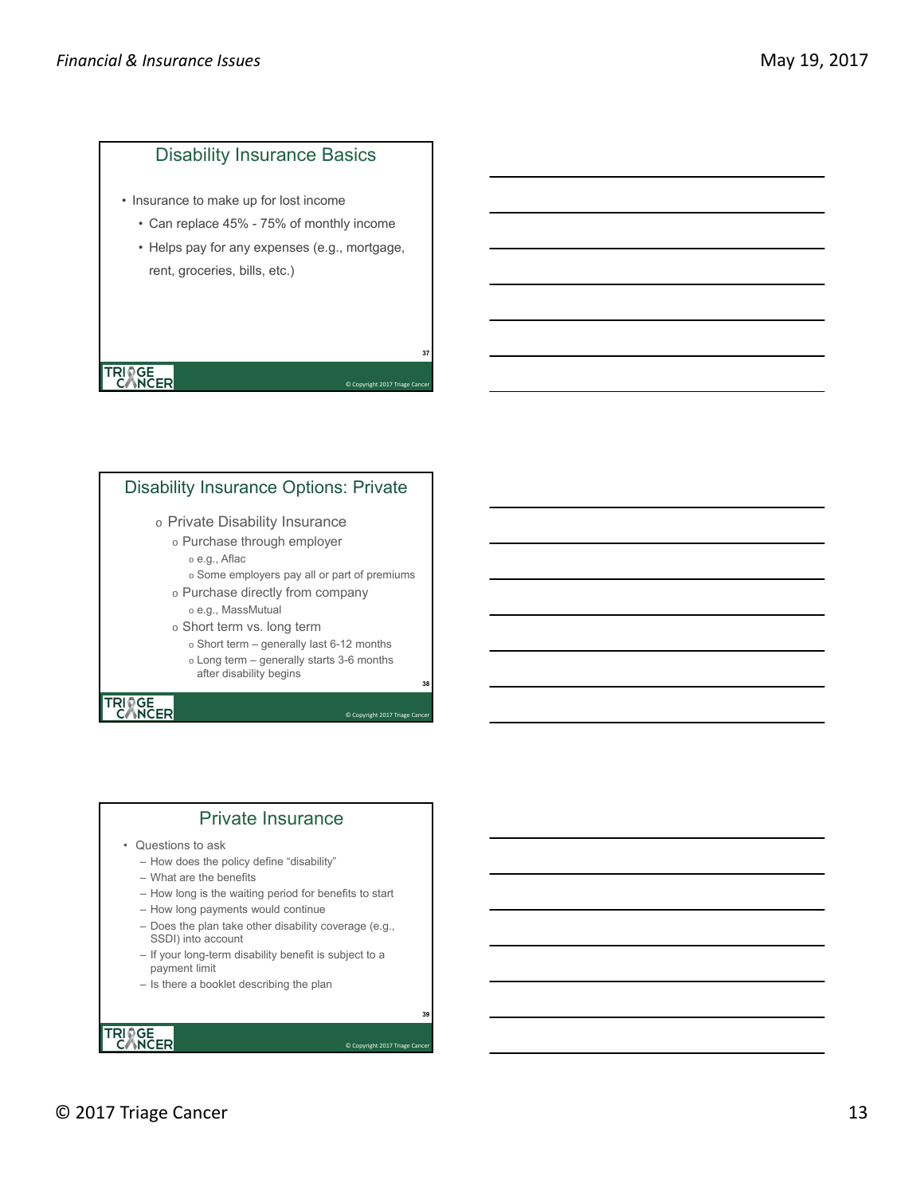## Disability Insurance Basics

- Insurance to make up for lost income
  - Can replace 45% - 75% of monthly income
  - Helps pay for any expenses (e.g., mortgage, rent, groceries, bills, etc.)

## Disability Insurance Options: Private

- Private Disability Insurance
  - Purchase through employer
    - e.g., Aflac
    - Some employers pay all or part of premiums
  - Purchase directly from company
    - e.g., MassMutual
  - Short term vs. long term
    - Short term – generally last 6-12 months
    - Long term – generally starts 3-6 months after disability begins

## Private Insurance

- Questions to ask
  - How does the policy define "disability"
  - What are the benefits
  - How long is the waiting period for benefits to start
  - How long payments would continue
  - Does the plan take other disability coverage (e.g., SSDI) into account
  - If your long-term disability benefit is subject to a payment limit
  - Is there a booklet describing the plan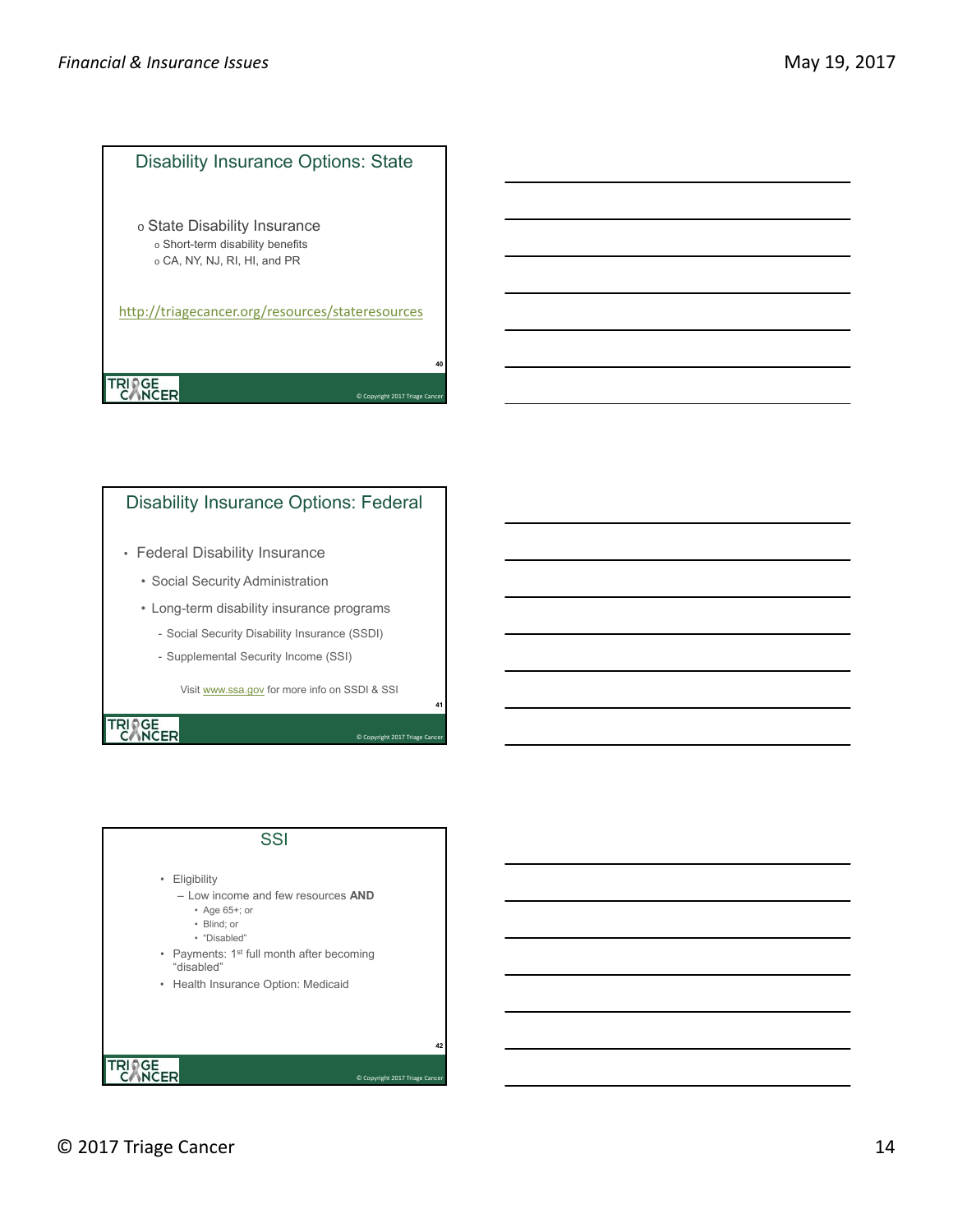## Disability Insurance Options: State

- State Disability Insurance
  - Short-term disability benefits
  - CA, NY, NJ, RI, HI, and PR

http://triagecancer.org/resources/stateresources

## Disability Insurance Options: Federal

- Federal Disability Insurance
  - Social Security Administration
  - Long-term disability insurance programs
    - Social Security Disability Insurance (SSDI)
    - Supplemental Security Income (SSI)

Visit www.ssa.gov for more info on SSDI & SSI

## SSI

- Eligibility
  - Low income and few resources **AND**
    - Age 65+; or
    - Blind; or
    - "Disabled"
- Payments: 1st full month after becoming "disabled"
- Health Insurance Option: Medicaid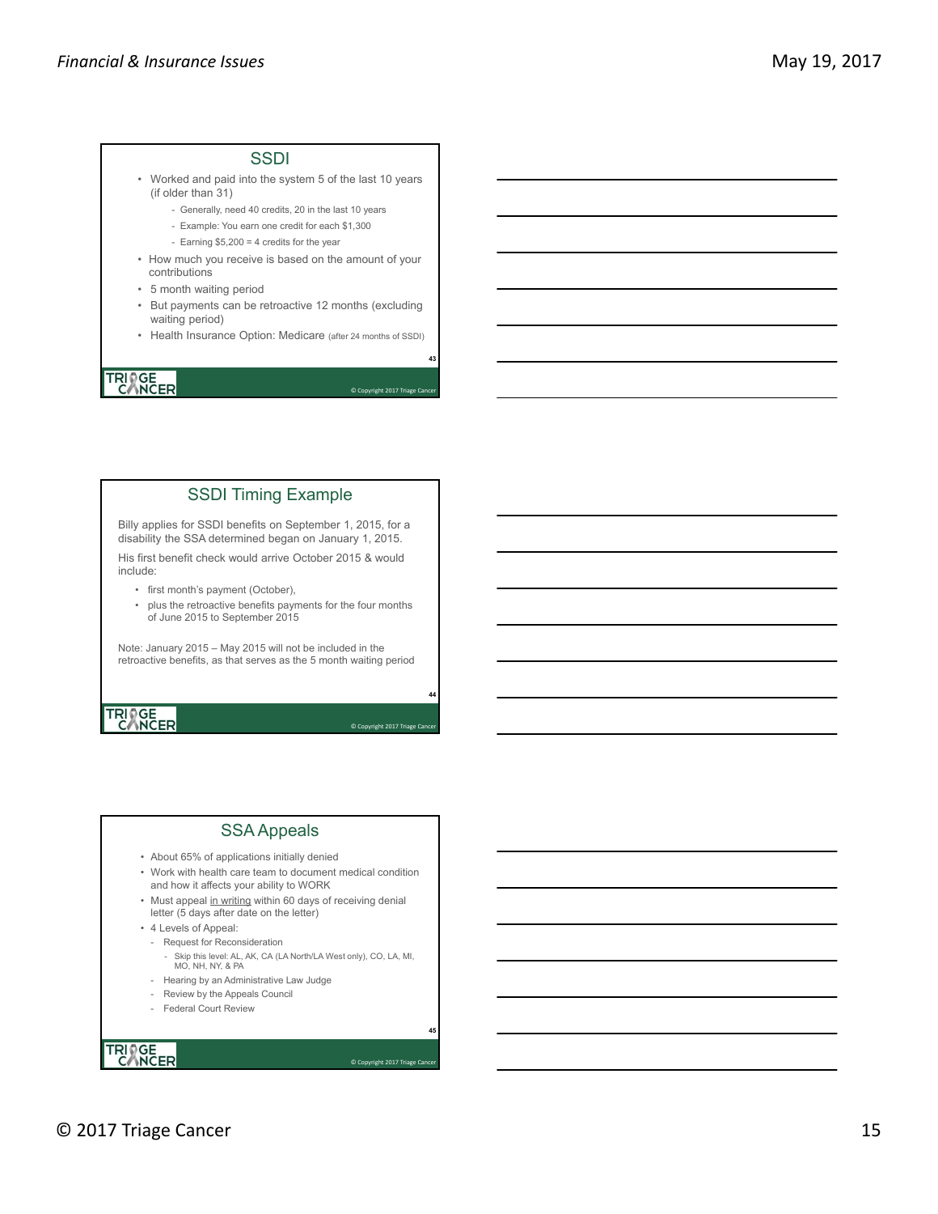## SSDI

- Worked and paid into the system 5 of the last 10 years (if older than 31)
  - Generally, need 40 credits, 20 in the last 10 years
  - Example: You earn one credit for each $1,300
  - Earning $5,200 = 4 credits for the year
- How much you receive is based on the amount of your contributions
- 5 month waiting period
- But payments can be retroactive 12 months (excluding waiting period)
- Health Insurance Option: Medicare (after 24 months of SSDI)

## SSDI Timing Example

Billy applies for SSDI benefits on September 1, 2015, for a disability the SSA determined began on January 1, 2015.

His first benefit check would arrive October 2015 & would include:

- first month's payment (October),
- plus the retroactive benefits payments for the four months of June 2015 to September 2015

Note: January 2015 – May 2015 will not be included in the retroactive benefits, as that serves as the 5 month waiting period

## SSA Appeals

- About 65% of applications initially denied
- Work with health care team to document medical condition and how it affects your ability to WORK
- Must appeal in writing within 60 days of receiving denial letter (5 days after date on the letter)
- 4 Levels of Appeal:
  - Request for Reconsideration
    - Skip this level: AL, AK, CA (LA North/LA West only), CO, LA, MI, MO, NH, NY, & PA
  - Hearing by an Administrative Law Judge
  - Review by the Appeals Council
  - Federal Court Review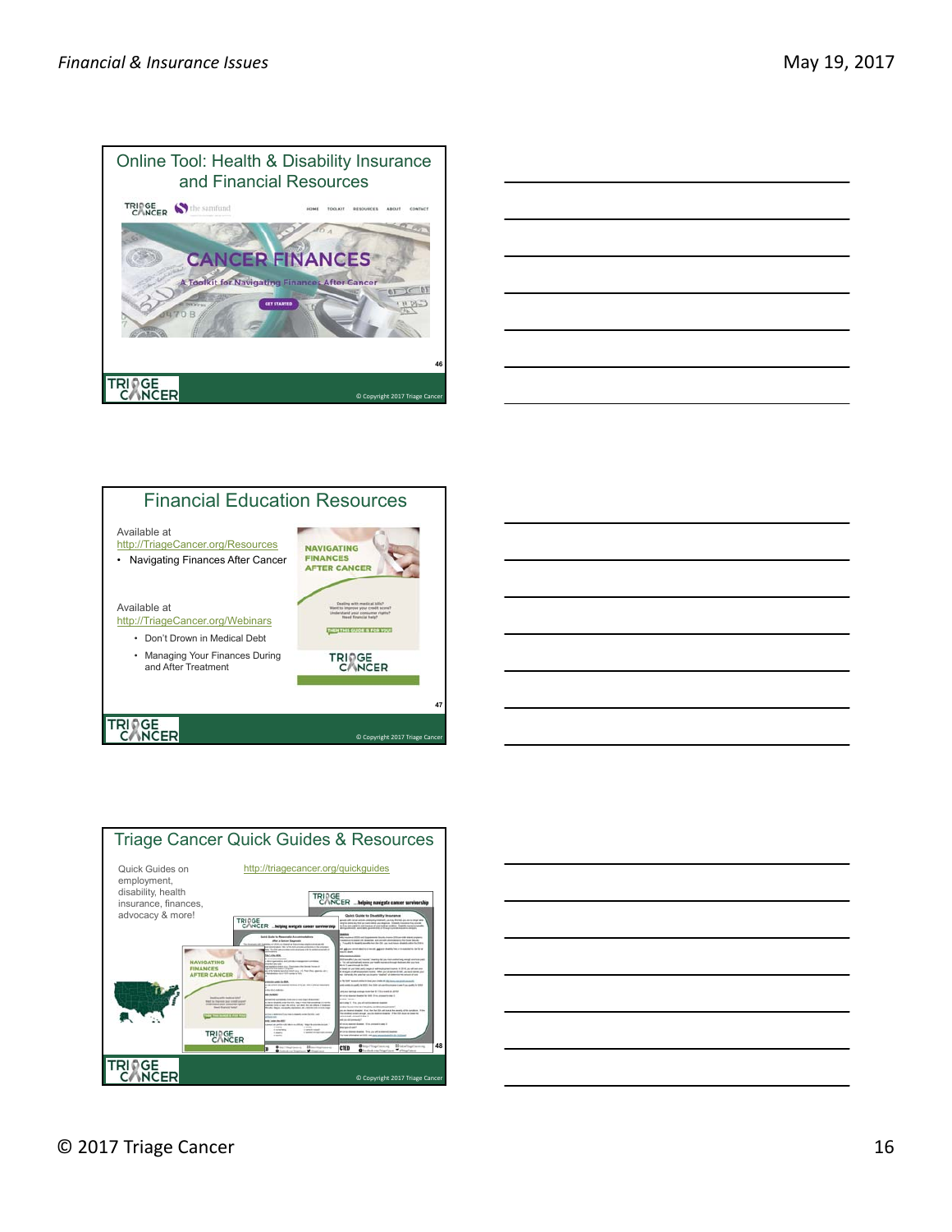## Online Tool: Health & Disability Insurance and Financial Resources

TRIAGE CANCER | the samfund

HOME TOOLKIT RESOURCES ABOUT CONTACT

CANCER FINANCES

A Toolkit for Navigating Finances After Cancer

GET STARTED

© Copyright 2017 Triage Cancer

## Financial Education Resources

Available at
http://TriageCancer.org/Resources

- Navigating Finances After Cancer

Available at
http://TriageCancer.org/Webinars

- Don't Drown in Medical Debt
- Managing Your Finances During and After Treatment

NAVIGATING FINANCES AFTER CANCER

Dealing with medical bills? Want to improve your credit score? Understand your consumer rights? Need financial help?

THEN THIS GUIDE IS FOR YOU!

TRIAGE CANCER

© Copyright 2017 Triage Cancer

## Triage Cancer Quick Guides & Resources

Quick Guides on employment, disability, health insurance, finances, advocacy & more!

http://triagecancer.org/quickguides

© Copyright 2017 Triage Cancer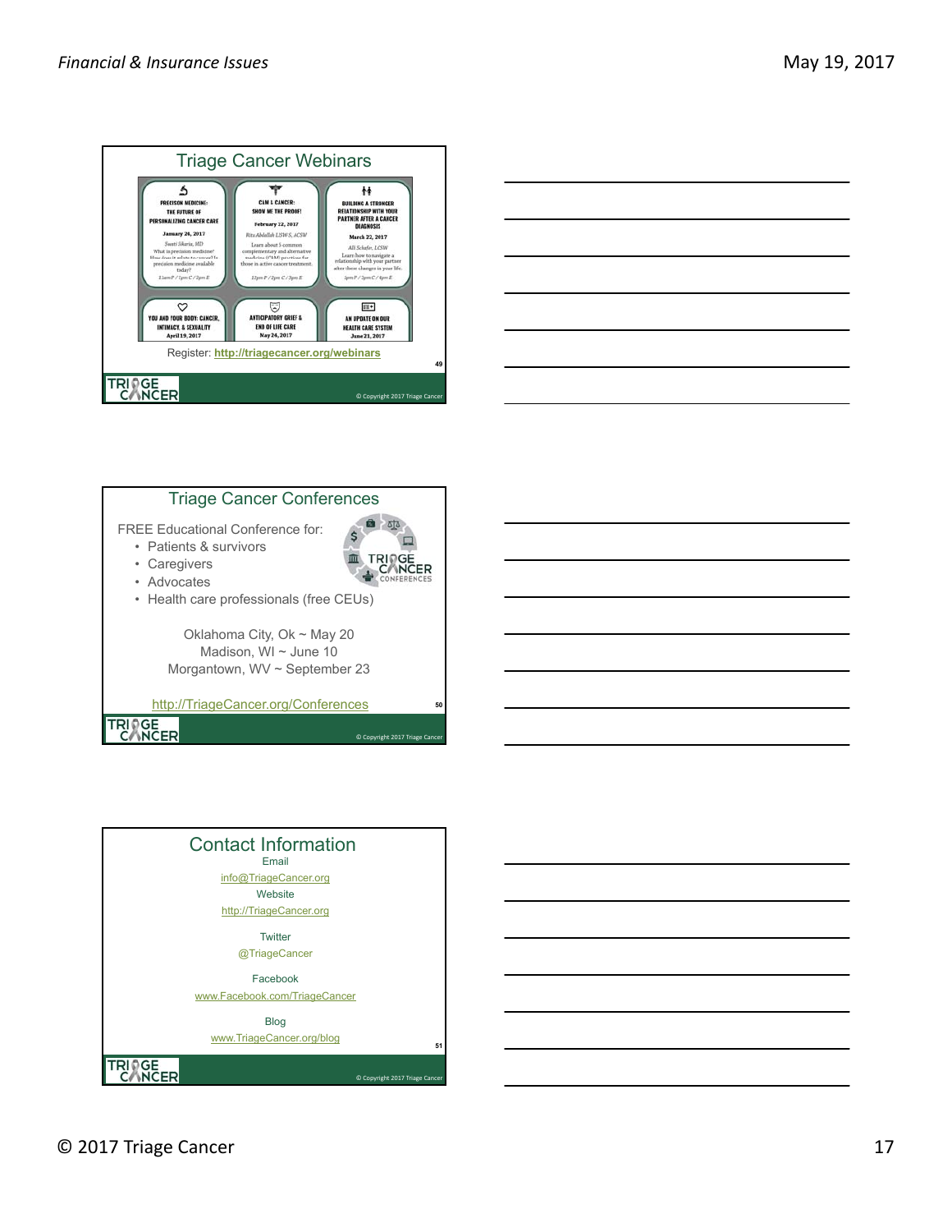## Triage Cancer Webinars

PRECISION MEDICINE: THE FUTURE OF PERSONALIZING CANCER CARE
January 24, 2017
Swati Sikaria, MD
What is precision medicine? How does it relate to cancer? Is precision medicine available today?
11am P / 1pm C / 2pm E

CAM & CANCER: SHOW ME THE PROOF!
February 22, 2017
Rita Abdallah LSW S, ACSW
Learn about 5 common complementary and alternative medicine (CAM) practices for those in active cancer treatment.
12pm P / 2pm C / 3pm E

BUILDING A STRONGER RELATIONSHIP WITH YOUR PARTNER AFTER A CANCER DIAGNOSIS
March 22, 2017
Alli Schafer, LCSW
Learn how to navigate a relationship with your partner after these changes in your life.
1pm P / 3pm C / 4pm E

YOU AND YOUR BODY: CANCER, INTIMACY, & SEXUALITY
April 19, 2017

ANTICIPATORY GRIEF & END OF LIFE CARE
May 24, 2017

AN UPDATE ON OUR HEALTH CARE SYSTEM
June 21, 2017

Register: http://triagecancer.org/webinars

© Copyright 2017 Triage Cancer

## Triage Cancer Conferences

FREE Educational Conference for:

- Patients & survivors
- Caregivers
- Advocates
- Health care professionals (free CEUs)

Oklahoma City, Ok ~ May 20
Madison, WI ~ June 10
Morgantown, WV ~ September 23

http://TriageCancer.org/Conferences

© Copyright 2017 Triage Cancer

## Contact Information

Email
info@TriageCancer.org

Website
http://TriageCancer.org

Twitter
@TriageCancer

Facebook
www.Facebook.com/TriageCancer

Blog
www.TriageCancer.org/blog

© Copyright 2017 Triage Cancer